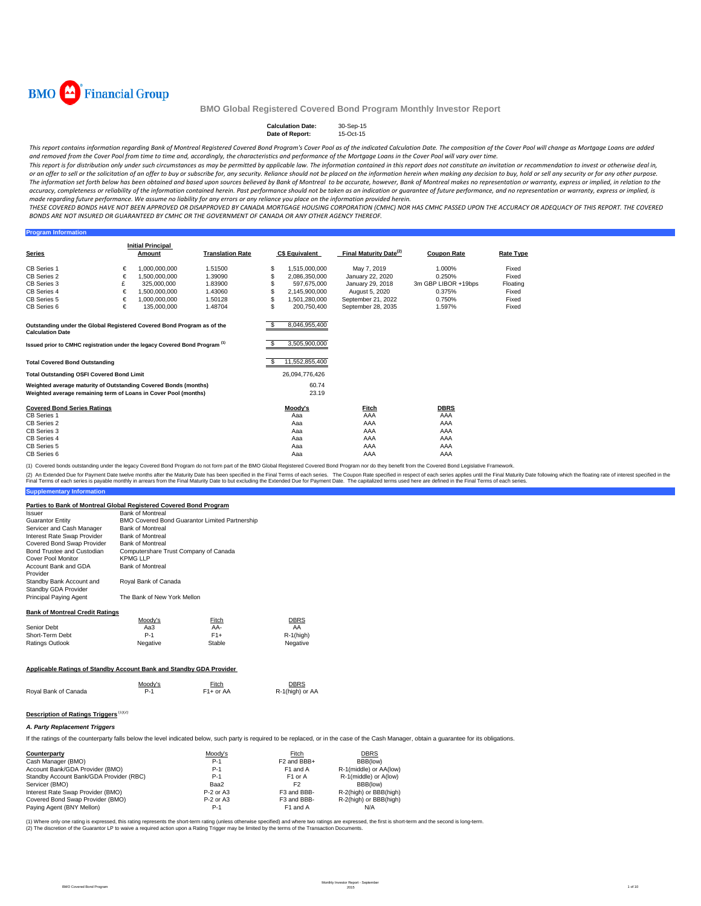BMO Financial Group

# BMO Global Registered Covered Bond Program Monthly Investor Report

**Calculation Date:** 30-Sep-15
**Date of Report:** 15-Oct-15

*This report contains information regarding Bank of Montreal Registered Covered Bond Program's Cover Pool as of the indicated Calculation Date. The composition of the Cover Pool will change as Mortgage Loans are added and removed from the Cover Pool from time to time and, accordingly, the characteristics and performance of the Mortgage Loans in the Cover Pool will vary over time.*

*This report is for distribution only under such circumstances as may be permitted by applicable law. The information contained in this report does not constitute an invitation or recommendation to invest or otherwise deal in, or an offer to sell or the solicitation of an offer to buy or subscribe for, any security. Reliance should not be placed on the information herein when making any decision to buy, hold or sell any security or for any other purpose. The information set forth below has been obtained and based upon sources believed by Bank of Montreal to be accurate, however, Bank of Montreal makes no representation or warranty, express or implied, in relation to the accuracy, completeness or reliability of the information contained herein. Past performance should not be taken as an indication or guarantee of future performance, and no representation or warranty, express or implied, is made regarding future performance. We assume no liability for any errors or any reliance you place on the information provided herein.*

*THESE COVERED BONDS HAVE NOT BEEN APPROVED OR DISAPPROVED BY CANADA MORTGAGE HOUSING CORPORATION (CMHC) NOR HAS CMHC PASSED UPON THE ACCURACY OR ADEQUACY OF THIS REPORT. THE COVERED BONDS ARE NOT INSURED OR GUARANTEED BY CMHC OR THE GOVERNMENT OF CANADA OR ANY OTHER AGENCY THEREOF.*

## Program Information

| Series | | Initial Principal Amount | Translation Rate | | C$ Equivalent | Final Maturity Date[(2)] | Coupon Rate | Rate Type |
|---|---|---|---|---|---|---|---|---|
| CB Series 1 | € | 1,000,000,000 | 1.51500 | $ | 1,515,000,000 | May 7, 2019 | 1.000% | Fixed |
| CB Series 2 | € | 1,500,000,000 | 1.39090 | $ | 2,086,350,000 | January 22, 2020 | 0.250% | Fixed |
| CB Series 3 | £ | 325,000,000 | 1.83900 | $ | 597,675,000 | January 29, 2018 | 3m GBP LIBOR +19bps | Floating |
| CB Series 4 | € | 1,500,000,000 | 1.43060 | $ | 2,145,900,000 | August 5, 2020 | 0.375% | Fixed |
| CB Series 5 | € | 1,000,000,000 | 1.50128 | $ | 1,501,280,000 | September 21, 2022 | 0.750% | Fixed |
| CB Series 6 | € | 135,000,000 | 1.48704 | $ | 200,750,400 | September 28, 2035 | 1.597% | Fixed |

| | | |
|---|---|---|
| **Outstanding under the Global Registered Covered Bond Program as of the Calculation Date** | $ | 8,046,955,400 |
| **Issued prior to CMHC registration under the legacy Covered Bond Program [(1)]** | $ | 3,505,900,000 |
| **Total Covered Bond Outstanding** | $ | 11,552,855,400 |
| **Total Outstanding OSFI Covered Bond Limit** | | 26,094,776,426 |
| **Weighted average maturity of Outstanding Covered Bonds (months)** | | 60.74 |
| **Weighted average remaining term of Loans in Cover Pool (months)** | | 23.19 |

| Covered Bond Series Ratings | Moody's | Fitch | DBRS |
|---|---|---|---|
| CB Series 1 | Aaa | AAA | AAA |
| CB Series 2 | Aaa | AAA | AAA |
| CB Series 3 | Aaa | AAA | AAA |
| CB Series 4 | Aaa | AAA | AAA |
| CB Series 5 | Aaa | AAA | AAA |
| CB Series 6 | Aaa | AAA | AAA |

(1) Covered bonds outstanding under the legacy Covered Bond Program do not form part of the BMO Global Registered Covered Bond Program nor do they benefit from the Covered Bond Legislative Framework.

(2) An Extended Due for Payment Date twelve months after the Maturity Date has been specified in the Final Terms of each series. The Coupon Rate specified in respect of each series applies until the Final Maturity Date following which the floating rate of interest specified in the Final Terms of each series is payable monthly in arrears from the Final Maturity Date to but excluding the Extended Due for Payment Date. The capitalized terms used here are defined in the Final Terms of each series.

## Supplementary Information

### Parties to Bank of Montreal Global Registered Covered Bond Program

| | |
|---|---|
| Issuer | Bank of Montreal |
| Guarantor Entity | BMO Covered Bond Guarantor Limited Partnership |
| Servicer and Cash Manager | Bank of Montreal |
| Interest Rate Swap Provider | Bank of Montreal |
| Covered Bond Swap Provider | Bank of Montreal |
| Bond Trustee and Custodian | Computershare Trust Company of Canada |
| Cover Pool Monitor | KPMG LLP |
| Account Bank and GDA Provider | Bank of Montreal |
| Standby Bank Account and Standby GDA Provider | Royal Bank of Canada |
| Principal Paying Agent | The Bank of New York Mellon |

### Bank of Montreal Credit Ratings

| | Moody's | Fitch | DBRS |
|---|---|---|---|
| Senior Debt | Aa3 | AA- | AA |
| Short-Term Debt | P-1 | F1+ | R-1(high) |
| Ratings Outlook | Negative | Stable | Negative |

### Applicable Ratings of Standby Account Bank and Standby GDA Provider

| | Moody's | Fitch | DBRS |
|---|---|---|---|
| Royal Bank of Canada | P-1 | F1+ or AA | R-1(high) or AA |

### Description of Ratings Triggers [(1)(2)]

#### *A. Party Replacement Triggers*

If the ratings of the counterparty falls below the level indicated below, such party is required to be replaced, or in the case of the Cash Manager, obtain a guarantee for its obligations.

| Counterparty | Moody's | Fitch | DBRS |
|---|---|---|---|
| Cash Manager (BMO) | P-1 | F2 and BBB+ | BBB(low) |
| Account Bank/GDA Provider (BMO) | P-1 | F1 and A | R-1(middle) or AA(low) |
| Standby Account Bank/GDA Provider (RBC) | P-1 | F1 or A | R-1(middle) or A(low) |
| Servicer (BMO) | Baa2 | F2 | BBB(low) |
| Interest Rate Swap Provider (BMO) | P-2 or A3 | F3 and BBB- | R-2(high) or BBB(high) |
| Covered Bond Swap Provider (BMO) | P-2 or A3 | F3 and BBB- | R-2(high) or BBB(high) |
| Paying Agent (BNY Mellon) | P-1 | F1 and A | N/A |

(1) Where only one rating is expressed, this rating represents the short-term rating (unless otherwise specified) and where two ratings are expressed, the first is short-term and the second is long-term.
(2) The discretion of the Guarantor LP to waive a required action upon a Rating Trigger may be limited by the terms of the Transaction Documents.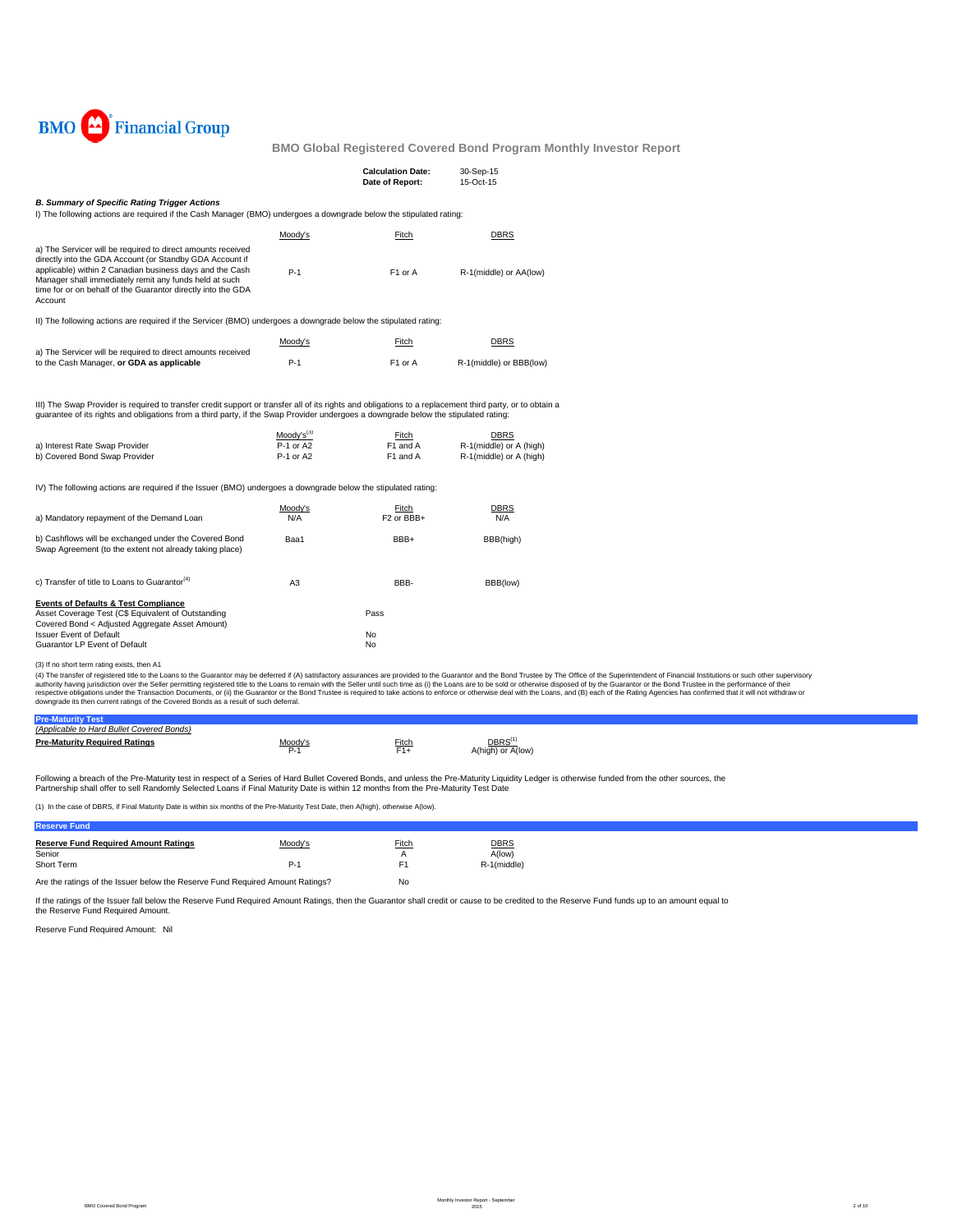BMO Financial Group

## BMO Global Registered Covered Bond Program Monthly Investor Report

| | |
|---|---|
| **Calculation Date:** | 30-Sep-15 |
| **Date of Report:** | 15-Oct-15 |

### *B. Summary of Specific Rating Trigger Actions*

I) The following actions are required if the Cash Manager (BMO) undergoes a downgrade below the stipulated rating:

| | Moody's | Fitch | DBRS |
|---|---|---|---|
| a) The Servicer will be required to direct amounts received directly into the GDA Account (or Standby GDA Account if applicable) within 2 Canadian business days and the Cash Manager shall immediately remit any funds held at such time for or on behalf of the Guarantor directly into the GDA Account | P-1 | F1 or A | R-1(middle) or AA(low) |

II) The following actions are required if the Servicer (BMO) undergoes a downgrade below the stipulated rating:

| | Moody's | Fitch | DBRS |
|---|---|---|---|
| a) The Servicer will be required to direct amounts received to the Cash Manager, **or GDA as applicable** | P-1 | F1 or A | R-1(middle) or BBB(low) |

III) The Swap Provider is required to transfer credit support or transfer all of its rights and obligations to a replacement third party, or to obtain a guarantee of its rights and obligations from a third party, if the Swap Provider undergoes a downgrade below the stipulated rating:

| | Moody's[3] | Fitch | DBRS |
|---|---|---|---|
| a) Interest Rate Swap Provider | P-1 or A2 | F1 and A | R-1(middle) or A (high) |
| b) Covered Bond Swap Provider | P-1 or A2 | F1 and A | R-1(middle) or A (high) |

IV) The following actions are required if the Issuer (BMO) undergoes a downgrade below the stipulated rating:

| | Moody's | Fitch | DBRS |
|---|---|---|---|
| a) Mandatory repayment of the Demand Loan | N/A | F2 or BBB+ | N/A |
| b) Cashflows will be exchanged under the Covered Bond Swap Agreement (to the extent not already taking place) | Baa1 | BBB+ | BBB(high) |
| c) Transfer of title to Loans to Guarantor[4] | A3 | BBB- | BBB(low) |

**Events of Defaults & Test Compliance**

| | |
|---|---|
| Asset Coverage Test (C$ Equivalent of Outstanding Covered Bond < Adjusted Aggregate Asset Amount) | Pass |
| Issuer Event of Default | No |
| Guarantor LP Event of Default | No |

(3) If no short term rating exists, then A1

(4) The transfer of registered title to the Loans to the Guarantor may be deferred if (A) satisfactory assurances are provided to the Guarantor and the Bond Trustee by The Office of the Superintendent of Financial Institutions or such other supervisory authority having jurisdiction over the Seller permitting registered title to the Loans to remain with the Seller until such time as (i) the Loans are to be sold or otherwise disposed of by the Guarantor or the Bond Trustee in the performance of their respective obligations under the Transaction Documents, or (ii) the Guarantor or the Bond Trustee is required to take actions to enforce or otherwise deal with the Loans, and (B) each of the Rating Agencies has confirmed that it will not withdraw or downgrade its then current ratings of the Covered Bonds as a result of such deferral.

### Pre-Maturity Test

*(Applicable to Hard Bullet Covered Bonds)*

| **Pre-Maturity Required Ratings** | Moody's | Fitch | DBRS[1] |
|---|---|---|---|
| | P-1 | F1+ | A(high) or A(low) |

Following a breach of the Pre-Maturity test in respect of a Series of Hard Bullet Covered Bonds, and unless the Pre-Maturity Liquidity Ledger is otherwise funded from the other sources, the Partnership shall offer to sell Randomly Selected Loans if Final Maturity Date is within 12 months from the Pre-Maturity Test Date

(1) In the case of DBRS, if Final Maturity Date is within six months of the Pre-Maturity Test Date, then A(high), otherwise A(low).

### Reserve Fund

| **Reserve Fund Required Amount Ratings** | Moody's | Fitch | DBRS |
|---|---|---|---|
| Senior | | A | A(low) |
| Short Term | P-1 | F1 | R-1(middle) |

Are the ratings of the Issuer fall below the Reserve Fund Required Amount Ratings? No

If the ratings of the Issuer fall below the Reserve Fund Required Amount Ratings, then the Guarantor shall credit or cause to be credited to the Reserve Fund funds up to an amount equal to the Reserve Fund Required Amount.

Reserve Fund Required Amount: Nil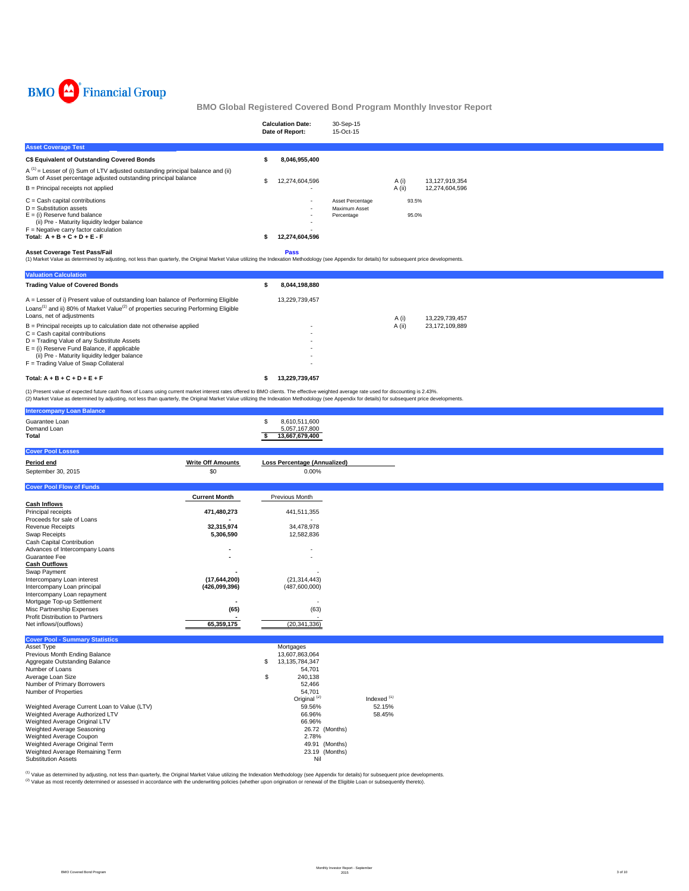BMO Financial Group

# BMO Global Registered Covered Bond Program Monthly Investor Report

| | |
|---|---|
| **Calculation Date:** | 30-Sep-15 |
| **Date of Report:** | 15-Oct-15 |

## Asset Coverage Test

| | | | | |
|---|---|---|---|---|
| **C$ Equivalent of Outstanding Covered Bonds** | **$ 8,046,955,400** | | | |
| A [(1)] = Lesser of (i) Sum of LTV adjusted outstanding principal balance and (ii) Sum of Asset percentage adjusted outstanding principal balance | $ 12,274,604,596 | | A (i) | 13,127,919,354 |
| B = Principal receipts not applied | - | | A (ii) | 12,274,604,596 |
| C = Cash capital contributions | - | Asset Percentage | 93.5% | |
| D = Substitution assets | - | Maximum Asset Percentage | 95.0% | |
| E = (i) Reserve fund balance | - | | | |
| (ii) Pre - Maturity liquidity ledger balance | - | | | |
| F = Negative carry factor calculation | - | | | |
| **Total: A + B + C + D + E - F** | **$ 12,274,604,596** | | | |

**Asset Coverage Test Pass/Fail** **Pass**

(1) Market Value as determined by adjusting, not less than quarterly, the Original Market Value utilizing the Indexation Methodology (see Appendix for details) for subsequent price developments.

## Valuation Calculation

| | | | |
|---|---|---|---|
| **Trading Value of Covered Bonds** | **$ 8,044,198,880** | | |
| A = Lesser of i) Present value of outstanding loan balance of Performing Eligible Loans[(1)] and ii) 80% of Market Value[(2)] of properties securing Performing Eligible Loans, net of adjustments | 13,229,739,457 | A (i) | 13,229,739,457 |
| B = Principal receipts up to calculation date not otherwise applied | - | A (ii) | 23,172,109,889 |
| C = Cash capital contributions | - | | |
| D = Trading Value of any Substitute Assets | - | | |
| E = (i) Reserve Fund Balance, if applicable | - | | |
| (ii) Pre - Maturity liquidity ledger balance | - | | |
| F = Trading Value of Swap Collateral | - | | |
| **Total: A + B + C + D + E + F** | **$ 13,229,739,457** | | |

(1) Present value of expected future cash flows of Loans using current market interest rates offered to BMO clients. The effective weighted average rate used for discounting is 2.43%.
(2) Market Value as determined by adjusting, not less than quarterly, the Original Market Value utilizing the Indexation Methodology (see Appendix for details) for subsequent price developments.

## Intercompany Loan Balance

| | |
|---|---|
| Guarantee Loan | $ 8,610,511,600 |
| Demand Loan | 5,057,167,800 |
| **Total** | **$ 13,667,679,400** |

## Cover Pool Losses

| Period end | Write Off Amounts | Loss Percentage (Annualized) |
|---|---|---|
| September 30, 2015 | $0 | 0.00% |

## Cover Pool Flow of Funds

| | Current Month | Previous Month |
|---|---|---|
| **Cash Inflows** | | |
| Principal receipts | 471,480,273 | 441,511,355 |
| Proceeds for sale of Loans | - | - |
| Revenue Receipts | 32,315,974 | 34,478,978 |
| Swap Receipts | 5,306,590 | 12,582,836 |
| Cash Capital Contribution | | |
| Advances of Intercompany Loans | - | - |
| Guarantee Fee | - | - |
| **Cash Outflows** | | |
| Swap Payment | - | - |
| Intercompany Loan interest | (17,644,200) | (21,314,443) |
| Intercompany Loan principal | (426,099,396) | (487,600,000) |
| Intercompany Loan repayment | | |
| Mortgage Top-up Settlement | - | - |
| Misc Partnership Expenses | (65) | (63) |
| Profit Distribution to Partners | - | - |
| Net inflows/(outflows) | 65,359,175 | (20,341,336) |

## Cover Pool - Summary Statistics

| | | |
|---|---|---|
| Asset Type | Mortgages | |
| Previous Month Ending Balance | 13,607,863,064 | |
| Aggregate Outstanding Balance | $ 13,135,784,347 | |
| Number of Loans | 54,701 | |
| Average Loan Size | $ 240,138 | |
| Number of Primary Borrowers | 52,466 | |
| Number of Properties | 54,701 | |
| | Original [(2)] | Indexed [(1)] |
| Weighted Average Current Loan to Value (LTV) | 59.56% | 52.15% |
| Weighted Average Authorized LTV | 66.96% | 58.45% |
| Weighted Average Original LTV | 66.96% | |
| Weighted Average Seasoning | 26.72 (Months) | |
| Weighted Average Coupon | 2.78% | |
| Weighted Average Original Term | 49.91 (Months) | |
| Weighted Average Remaining Term | 23.19 (Months) | |
| Substitution Assets | Nil | |

(1) Value as determined by adjusting, not less than quarterly, the Original Market Value utilizing the Indexation Methodology (see Appendix for details) for subsequent price developments.
(2) Value as most recently determined or assessed in accordance with the underwriting policies (whether upon origination or renewal of the Eligible Loan or subsequently thereto).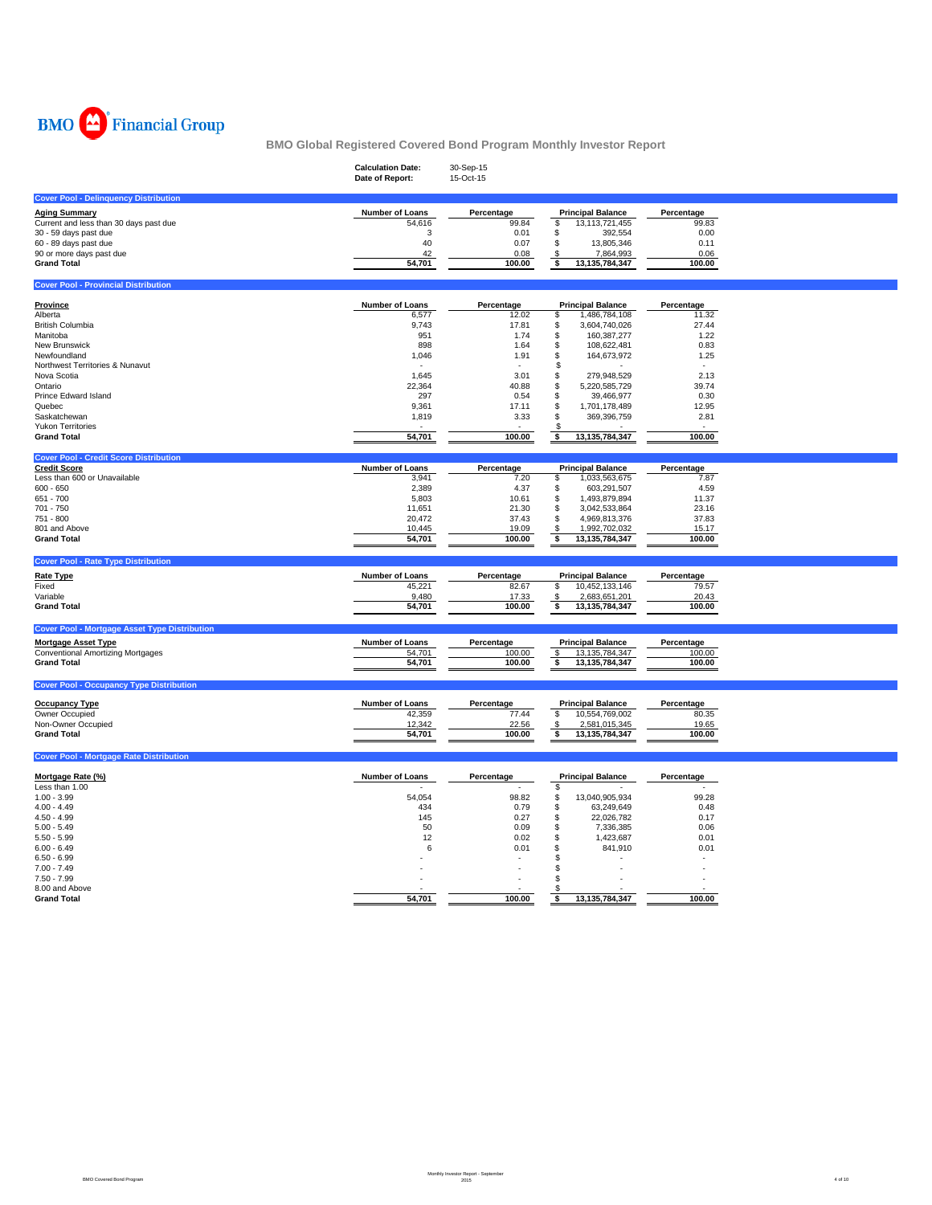BMO Financial Group

## BMO Global Registered Covered Bond Program Monthly Investor Report

| | |
|---|---|
| **Calculation Date:** | 30-Sep-15 |
| **Date of Report:** | 15-Oct-15 |

### Cover Pool - Delinquency Distribution

| Aging Summary | Number of Loans | Percentage | Principal Balance | Percentage |
|---|---|---|---|---|
| Current and less than 30 days past due | 54,616 | 99.84 | $ 13,113,721,455 | 99.83 |
| 30 - 59 days past due | 3 | 0.01 | $ 392,554 | 0.00 |
| 60 - 89 days past due | 40 | 0.07 | $ 13,805,346 | 0.11 |
| 90 or more days past due | 42 | 0.08 | $ 7,864,993 | 0.06 |
| **Grand Total** | **54,701** | **100.00** | **$ 13,135,784,347** | **100.00** |

### Cover Pool - Provincial Distribution

| Province | Number of Loans | Percentage | Principal Balance | Percentage |
|---|---|---|---|---|
| Alberta | 6,577 | 12.02 | $ 1,486,784,108 | 11.32 |
| British Columbia | 9,743 | 17.81 | $ 3,604,740,026 | 27.44 |
| Manitoba | 951 | 1.74 | $ 160,387,277 | 1.22 |
| New Brunswick | 898 | 1.64 | $ 108,622,481 | 0.83 |
| Newfoundland | 1,046 | 1.91 | $ 164,673,972 | 1.25 |
| Northwest Territories & Nunavut | - | - | $ - | - |
| Nova Scotia | 1,645 | 3.01 | $ 279,948,529 | 2.13 |
| Ontario | 22,364 | 40.88 | $ 5,220,585,729 | 39.74 |
| Prince Edward Island | 297 | 0.54 | $ 39,466,977 | 0.30 |
| Quebec | 9,361 | 17.11 | $ 1,701,178,489 | 12.95 |
| Saskatchewan | 1,819 | 3.33 | $ 369,396,759 | 2.81 |
| Yukon Territories | - | - | $ - | - |
| **Grand Total** | **54,701** | **100.00** | **$ 13,135,784,347** | **100.00** |

### Cover Pool - Credit Score Distribution

| Credit Score | Number of Loans | Percentage | Principal Balance | Percentage |
|---|---|---|---|---|
| Less than 600 or Unavailable | 3,941 | 7.20 | $ 1,033,563,675 | 7.87 |
| 600 - 650 | 2,389 | 4.37 | $ 603,291,507 | 4.59 |
| 651 - 700 | 5,803 | 10.61 | $ 1,493,879,894 | 11.37 |
| 701 - 750 | 11,651 | 21.30 | $ 3,042,533,864 | 23.16 |
| 751 - 800 | 20,472 | 37.43 | $ 4,969,813,376 | 37.83 |
| 801 and Above | 10,445 | 19.09 | $ 1,992,702,032 | 15.17 |
| **Grand Total** | **54,701** | **100.00** | **$ 13,135,784,347** | **100.00** |

### Cover Pool - Rate Type Distribution

| Rate Type | Number of Loans | Percentage | Principal Balance | Percentage |
|---|---|---|---|---|
| Fixed | 45,221 | 82.67 | $ 10,452,133,146 | 79.57 |
| Variable | 9,480 | 17.33 | $ 2,683,651,201 | 20.43 |
| **Grand Total** | **54,701** | **100.00** | **$ 13,135,784,347** | **100.00** |

### Cover Pool - Mortgage Asset Type Distribution

| Mortgage Asset Type | Number of Loans | Percentage | Principal Balance | Percentage |
|---|---|---|---|---|
| Conventional Amortizing Mortgages | 54,701 | 100.00 | $ 13,135,784,347 | 100.00 |
| **Grand Total** | **54,701** | **100.00** | **$ 13,135,784,347** | **100.00** |

### Cover Pool - Occupancy Type Distribution

| Occupancy Type | Number of Loans | Percentage | Principal Balance | Percentage |
|---|---|---|---|---|
| Owner Occupied | 42,359 | 77.44 | $ 10,554,769,002 | 80.35 |
| Non-Owner Occupied | 12,342 | 22.56 | $ 2,581,015,345 | 19.65 |
| **Grand Total** | **54,701** | **100.00** | **$ 13,135,784,347** | **100.00** |

### Cover Pool - Mortgage Rate Distribution

| Mortgage Rate (%) | Number of Loans | Percentage | Principal Balance | Percentage |
|---|---|---|---|---|
| Less than 1.00 | - | - | $ - | - |
| 1.00 - 3.99 | 54,054 | 98.82 | $ 13,040,905,934 | 99.28 |
| 4.00 - 4.49 | 434 | 0.79 | $ 63,249,649 | 0.48 |
| 4.50 - 4.99 | 145 | 0.27 | $ 22,026,782 | 0.17 |
| 5.00 - 5.49 | 50 | 0.09 | $ 7,336,385 | 0.06 |
| 5.50 - 5.99 | 12 | 0.02 | $ 1,423,687 | 0.01 |
| 6.00 - 6.49 | 6 | 0.01 | $ 841,910 | 0.01 |
| 6.50 - 6.99 | - | - | $ - | - |
| 7.00 - 7.49 | - | - | $ - | - |
| 7.50 - 7.99 | - | - | $ - | - |
| 8.00 and Above | - | - | $ - | - |
| **Grand Total** | **54,701** | **100.00** | **$ 13,135,784,347** | **100.00** |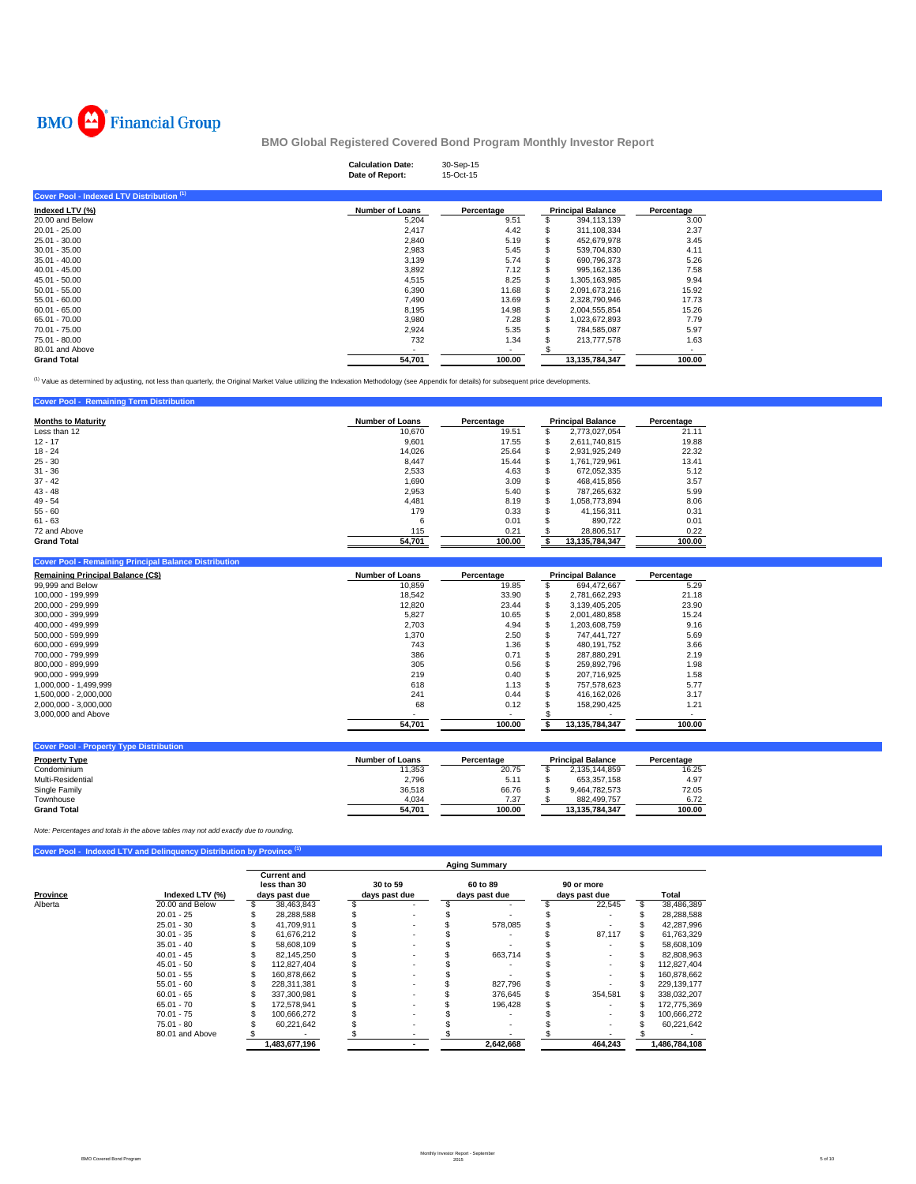BMO Financial Group

## BMO Global Registered Covered Bond Program Monthly Investor Report

**Calculation Date:** 30-Sep-15
**Date of Report:** 15-Oct-15

### Cover Pool - Indexed LTV Distribution [1]

| Indexed LTV (%) | Number of Loans | Percentage | Principal Balance | Percentage |
|---|---|---|---|---|
| 20.00 and Below | 5,204 | 9.51 | $ 394,113,139 | 3.00 |
| 20.01 - 25.00 | 2,417 | 4.42 | $ 311,108,334 | 2.37 |
| 25.01 - 30.00 | 2,840 | 5.19 | $ 452,679,978 | 3.45 |
| 30.01 - 35.00 | 2,983 | 5.45 | $ 539,704,830 | 4.11 |
| 35.01 - 40.00 | 3,139 | 5.74 | $ 690,796,373 | 5.26 |
| 40.01 - 45.00 | 3,892 | 7.12 | $ 995,162,136 | 7.58 |
| 45.01 - 50.00 | 4,515 | 8.25 | $ 1,305,163,985 | 9.94 |
| 50.01 - 55.00 | 6,390 | 11.68 | $ 2,091,673,216 | 15.92 |
| 55.01 - 60.00 | 7,490 | 13.69 | $ 2,328,790,946 | 17.73 |
| 60.01 - 65.00 | 8,195 | 14.98 | $ 2,004,555,854 | 15.26 |
| 65.01 - 70.00 | 3,980 | 7.28 | $ 1,023,672,893 | 7.79 |
| 70.01 - 75.00 | 2,924 | 5.35 | $ 784,585,087 | 5.97 |
| 75.01 - 80.00 | 732 | 1.34 | $ 213,777,578 | 1.63 |
| 80.01 and Above | - | - | $ - | - |
| **Grand Total** | **54,701** | **100.00** | **13,135,784,347** | **100.00** |

[1] Value as determined by adjusting, not less than quarterly, the Original Market Value utilizing the Indexation Methodology (see Appendix for details) for subsequent price developments.

### Cover Pool - Remaining Term Distribution

| Months to Maturity | Number of Loans | Percentage | Principal Balance | Percentage |
|---|---|---|---|---|
| Less than 12 | 10,670 | 19.51 | $ 2,773,027,054 | 21.11 |
| 12 - 17 | 9,601 | 17.55 | $ 2,611,740,815 | 19.88 |
| 18 - 24 | 14,026 | 25.64 | $ 2,931,925,249 | 22.32 |
| 25 - 30 | 8,447 | 15.44 | $ 1,761,729,961 | 13.41 |
| 31 - 36 | 2,533 | 4.63 | $ 672,052,335 | 5.12 |
| 37 - 42 | 1,690 | 3.09 | $ 468,415,856 | 3.57 |
| 43 - 48 | 2,953 | 5.40 | $ 787,265,632 | 5.99 |
| 49 - 54 | 4,481 | 8.19 | $ 1,058,773,894 | 8.06 |
| 55 - 60 | 179 | 0.33 | $ 41,156,311 | 0.31 |
| 61 - 63 | 6 | 0.01 | $ 890,722 | 0.01 |
| 72 and Above | 115 | 0.21 | $ 28,806,517 | 0.22 |
| **Grand Total** | **54,701** | **100.00** | **$ 13,135,784,347** | **100.00** |

### Cover Pool - Remaining Principal Balance Distribution

| Remaining Principal Balance (C$) | Number of Loans | Percentage | Principal Balance | Percentage |
|---|---|---|---|---|
| 99,999 and Below | 10,859 | 19.85 | $ 694,472,667 | 5.29 |
| 100,000 - 199,999 | 18,542 | 33.90 | $ 2,781,662,293 | 21.18 |
| 200,000 - 299,999 | 12,820 | 23.44 | $ 3,139,405,205 | 23.90 |
| 300,000 - 399,999 | 5,827 | 10.65 | $ 2,001,480,858 | 15.24 |
| 400,000 - 499,999 | 2,703 | 4.94 | $ 1,203,608,759 | 9.16 |
| 500,000 - 599,999 | 1,370 | 2.50 | $ 747,441,727 | 5.69 |
| 600,000 - 699,999 | 743 | 1.36 | $ 480,191,752 | 3.66 |
| 700,000 - 799,999 | 386 | 0.71 | $ 287,880,291 | 2.19 |
| 800,000 - 899,999 | 305 | 0.56 | $ 259,892,796 | 1.98 |
| 900,000 - 999,999 | 219 | 0.40 | $ 207,716,925 | 1.58 |
| 1,000,000 - 1,499,999 | 618 | 1.13 | $ 757,578,623 | 5.77 |
| 1,500,000 - 2,000,000 | 241 | 0.44 | $ 416,162,026 | 3.17 |
| 2,000,000 - 3,000,000 | 68 | 0.12 | $ 158,290,425 | 1.21 |
| 3,000,000 and Above | - | - | $ - | - |
| | **54,701** | **100.00** | **$ 13,135,784,347** | **100.00** |

### Cover Pool - Property Type Distribution

| Property Type | Number of Loans | Percentage | Principal Balance | Percentage |
|---|---|---|---|---|
| Condominium | 11,353 | 20.75 | $ 2,135,144,859 | 16.25 |
| Multi-Residential | 2,796 | 5.11 | $ 653,357,158 | 4.97 |
| Single Family | 36,518 | 66.76 | $ 9,464,782,573 | 72.05 |
| Townhouse | 4,034 | 7.37 | $ 882,499,757 | 6.72 |
| **Grand Total** | **54,701** | **100.00** | **13,135,784,347** | **100.00** |

*Note: Percentages and totals in the above tables may not add exactly due to rounding.*

### Cover Pool - Indexed LTV and Delinquency Distribution by Province [1]

| | | Aging Summary | | | | |
|---|---|---|---|---|---|---|
| **Province** | **Indexed LTV (%)** | **Current and less than 30 days past due** | **30 to 59 days past due** | **60 to 89 days past due** | **90 or more days past due** | **Total** |
| Alberta | 20.00 and Below | $ 38,463,843 | $ - | $ - | $ 22,545 | $ 38,486,389 |
| | 20.01 - 25 | $ 28,288,588 | $ - | $ - | $ - | $ 28,288,588 |
| | 25.01 - 30 | $ 41,709,911 | $ - | $ 578,085 | $ - | $ 42,287,996 |
| | 30.01 - 35 | $ 61,676,212 | $ - | $ - | $ 87,117 | $ 61,763,329 |
| | 35.01 - 40 | $ 58,608,109 | $ - | $ - | $ - | $ 58,608,109 |
| | 40.01 - 45 | $ 82,145,250 | $ - | $ 663,714 | $ - | $ 82,808,963 |
| | 45.01 - 50 | $ 112,827,404 | $ - | $ - | $ - | $ 112,827,404 |
| | 50.01 - 55 | $ 160,878,662 | $ - | $ - | $ - | $ 160,878,662 |
| | 55.01 - 60 | $ 228,311,381 | $ - | $ 827,796 | $ - | $ 229,139,177 |
| | 60.01 - 65 | $ 337,300,981 | $ - | $ 376,645 | $ 354,581 | $ 338,032,207 |
| | 65.01 - 70 | $ 172,578,941 | $ - | $ 196,428 | $ - | $ 172,775,369 |
| | 70.01 - 75 | $ 100,666,272 | $ - | $ - | $ - | $ 100,666,272 |
| | 75.01 - 80 | $ 60,221,642 | $ - | $ - | $ - | $ 60,221,642 |
| | 80.01 and Above | $ - | $ - | $ - | $ - | $ - |
| | | **1,483,677,196** | **-** | **2,642,668** | **464,243** | **1,486,784,108** |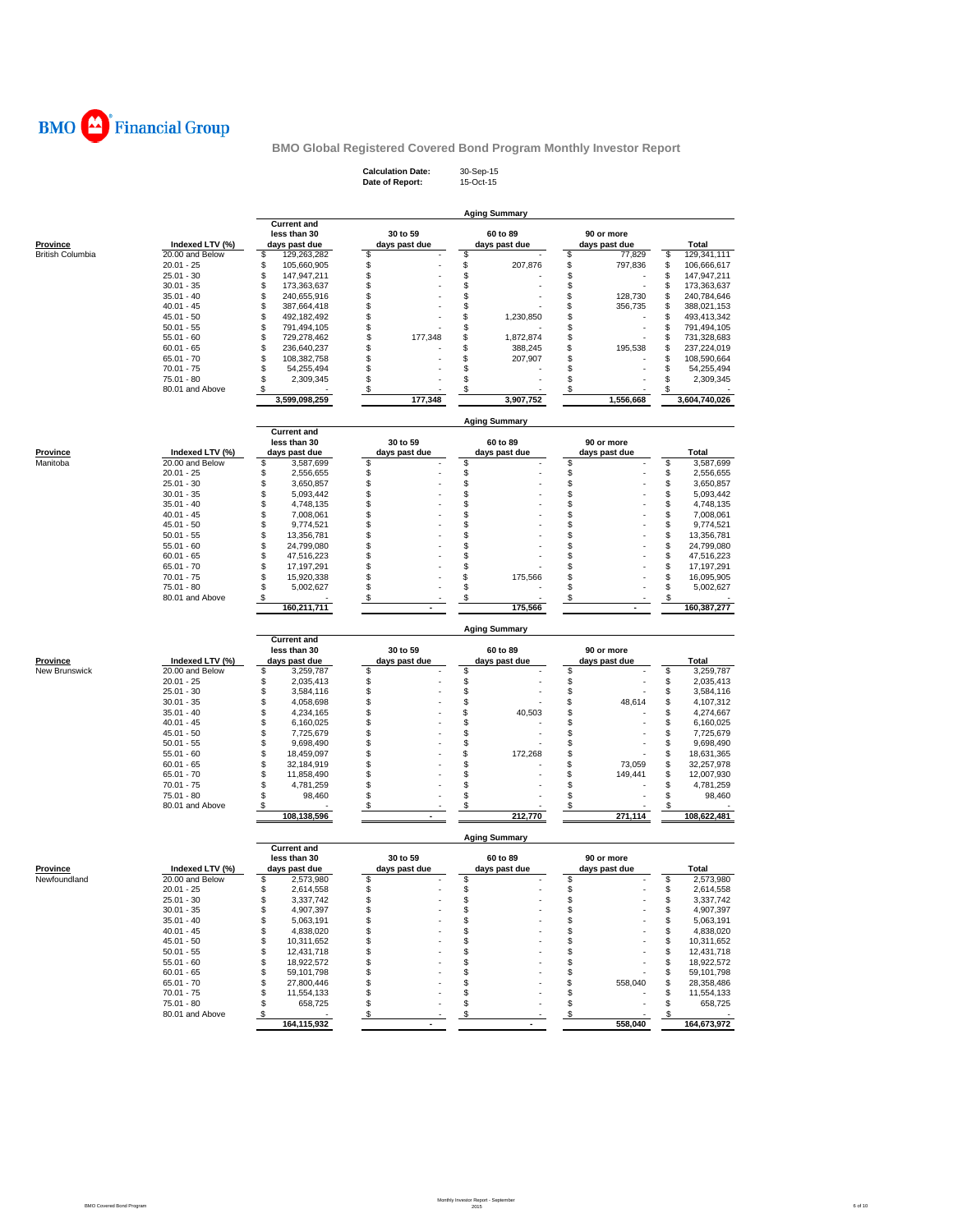# BMO Financial Group

## BMO Global Registered Covered Bond Program Monthly Investor Report

**Calculation Date:** 30-Sep-15
**Date of Report:** 15-Oct-15

### Aging Summary

| Province | Indexed LTV (%) | Current and less than 30 days past due | 30 to 59 days past due | 60 to 89 days past due | 90 or more days past due | Total |
|---|---|---|---|---|---|---|
| British Columbia | 20.00 and Below | $ 129,263,282 | $ - | $ - | $ 77,829 | $ 129,341,111 |
| | 20.01 - 25 | $ 105,660,905 | $ - | $ 207,876 | $ 797,836 | $ 106,666,617 |
| | 25.01 - 30 | $ 147,947,211 | $ - | $ - | $ - | $ 147,947,211 |
| | 30.01 - 35 | $ 173,363,637 | $ - | $ - | $ - | $ 173,363,637 |
| | 35.01 - 40 | $ 240,655,916 | $ - | $ - | $ 128,730 | $ 240,784,646 |
| | 40.01 - 45 | $ 387,664,418 | $ - | $ - | $ 356,735 | $ 388,021,153 |
| | 45.01 - 50 | $ 492,182,492 | $ - | $ 1,230,850 | $ - | $ 493,413,342 |
| | 50.01 - 55 | $ 791,494,105 | $ - | $ - | $ - | $ 791,494,105 |
| | 55.01 - 60 | $ 729,278,462 | $ 177,348 | $ 1,872,874 | $ - | $ 731,328,683 |
| | 60.01 - 65 | $ 236,640,237 | $ - | $ 388,245 | $ 195,538 | $ 237,224,019 |
| | 65.01 - 70 | $ 108,382,758 | $ - | $ 207,907 | $ - | $ 108,590,664 |
| | 70.01 - 75 | $ 54,255,494 | $ - | $ - | $ - | $ 54,255,494 |
| | 75.01 - 80 | $ 2,309,345 | $ - | $ - | $ - | $ 2,309,345 |
| | 80.01 and Above | $ - | $ - | $ - | $ - | $ - |
| | | 3,599,098,259 | 177,348 | 3,907,752 | 1,556,668 | 3,604,740,026 |

### Aging Summary

| Province | Indexed LTV (%) | Current and less than 30 days past due | 30 to 59 days past due | 60 to 89 days past due | 90 or more days past due | Total |
|---|---|---|---|---|---|---|
| Manitoba | 20.00 and Below | $ 3,587,699 | $ - | $ - | $ - | $ 3,587,699 |
| | 20.01 - 25 | $ 2,556,655 | $ - | $ - | $ - | $ 2,556,655 |
| | 25.01 - 30 | $ 3,650,857 | $ - | $ - | $ - | $ 3,650,857 |
| | 30.01 - 35 | $ 5,093,442 | $ - | $ - | $ - | $ 5,093,442 |
| | 35.01 - 40 | $ 4,748,135 | $ - | $ - | $ - | $ 4,748,135 |
| | 40.01 - 45 | $ 7,008,061 | $ - | $ - | $ - | $ 7,008,061 |
| | 45.01 - 50 | $ 9,774,521 | $ - | $ - | $ - | $ 9,774,521 |
| | 50.01 - 55 | $ 13,356,781 | $ - | $ - | $ - | $ 13,356,781 |
| | 55.01 - 60 | $ 24,799,080 | $ - | $ - | $ - | $ 24,799,080 |
| | 60.01 - 65 | $ 47,516,223 | $ - | $ - | $ - | $ 47,516,223 |
| | 65.01 - 70 | $ 17,197,291 | $ - | $ - | $ - | $ 17,197,291 |
| | 70.01 - 75 | $ 15,920,338 | $ - | $ 175,566 | $ - | $ 16,095,905 |
| | 75.01 - 80 | $ 5,002,627 | $ - | $ - | $ - | $ 5,002,627 |
| | 80.01 and Above | $ - | $ - | $ - | $ - | $ - |
| | | 160,211,711 | - | 175,566 | - | 160,387,277 |

### Aging Summary

| Province | Indexed LTV (%) | Current and less than 30 days past due | 30 to 59 days past due | 60 to 89 days past due | 90 or more days past due | Total |
|---|---|---|---|---|---|---|
| New Brunswick | 20.00 and Below | $ 3,259,787 | $ - | $ - | $ - | $ 3,259,787 |
| | 20.01 - 25 | $ 2,035,413 | $ - | $ - | $ - | $ 2,035,413 |
| | 25.01 - 30 | $ 3,584,116 | $ - | $ - | $ - | $ 3,584,116 |
| | 30.01 - 35 | $ 4,058,698 | $ - | $ - | $ 48,614 | $ 4,107,312 |
| | 35.01 - 40 | $ 4,234,165 | $ - | $ 40,503 | $ - | $ 4,274,667 |
| | 40.01 - 45 | $ 6,160,025 | $ - | $ - | $ - | $ 6,160,025 |
| | 45.01 - 50 | $ 7,725,679 | $ - | $ - | $ - | $ 7,725,679 |
| | 50.01 - 55 | $ 9,698,490 | $ - | $ - | $ - | $ 9,698,490 |
| | 55.01 - 60 | $ 18,459,097 | $ - | $ 172,268 | $ - | $ 18,631,365 |
| | 60.01 - 65 | $ 32,184,919 | $ - | $ - | $ 73,059 | $ 32,257,978 |
| | 65.01 - 70 | $ 11,858,490 | $ - | $ - | $ 149,441 | $ 12,007,930 |
| | 70.01 - 75 | $ 4,781,259 | $ - | $ - | $ - | $ 4,781,259 |
| | 75.01 - 80 | $ 98,460 | $ - | $ - | $ - | $ 98,460 |
| | 80.01 and Above | $ - | $ - | $ - | $ - | $ - |
| | | 108,138,596 | - | 212,770 | 271,114 | 108,622,481 |

### Aging Summary

| Province | Indexed LTV (%) | Current and less than 30 days past due | 30 to 59 days past due | 60 to 89 days past due | 90 or more days past due | Total |
|---|---|---|---|---|---|---|
| Newfoundland | 20.00 and Below | $ 2,573,980 | $ - | $ - | $ - | $ 2,573,980 |
| | 20.01 - 25 | $ 2,614,558 | $ - | $ - | $ - | $ 2,614,558 |
| | 25.01 - 30 | $ 3,337,742 | $ - | $ - | $ - | $ 3,337,742 |
| | 30.01 - 35 | $ 4,907,397 | $ - | $ - | $ - | $ 4,907,397 |
| | 35.01 - 40 | $ 5,063,191 | $ - | $ - | $ - | $ 5,063,191 |
| | 40.01 - 45 | $ 4,838,020 | $ - | $ - | $ - | $ 4,838,020 |
| | 45.01 - 50 | $ 10,311,652 | $ - | $ - | $ - | $ 10,311,652 |
| | 50.01 - 55 | $ 12,431,718 | $ - | $ - | $ - | $ 12,431,718 |
| | 55.01 - 60 | $ 18,922,572 | $ - | $ - | $ - | $ 18,922,572 |
| | 60.01 - 65 | $ 59,101,798 | $ - | $ - | $ - | $ 59,101,798 |
| | 65.01 - 70 | $ 27,800,446 | $ - | $ - | $ 558,040 | $ 28,358,486 |
| | 70.01 - 75 | $ 11,554,133 | $ - | $ - | $ - | $ 11,554,133 |
| | 75.01 - 80 | $ 658,725 | $ - | $ - | $ - | $ 658,725 |
| | 80.01 and Above | $ - | $ - | $ - | $ - | $ - |
| | | 164,115,932 | - | - | 558,040 | 164,673,972 |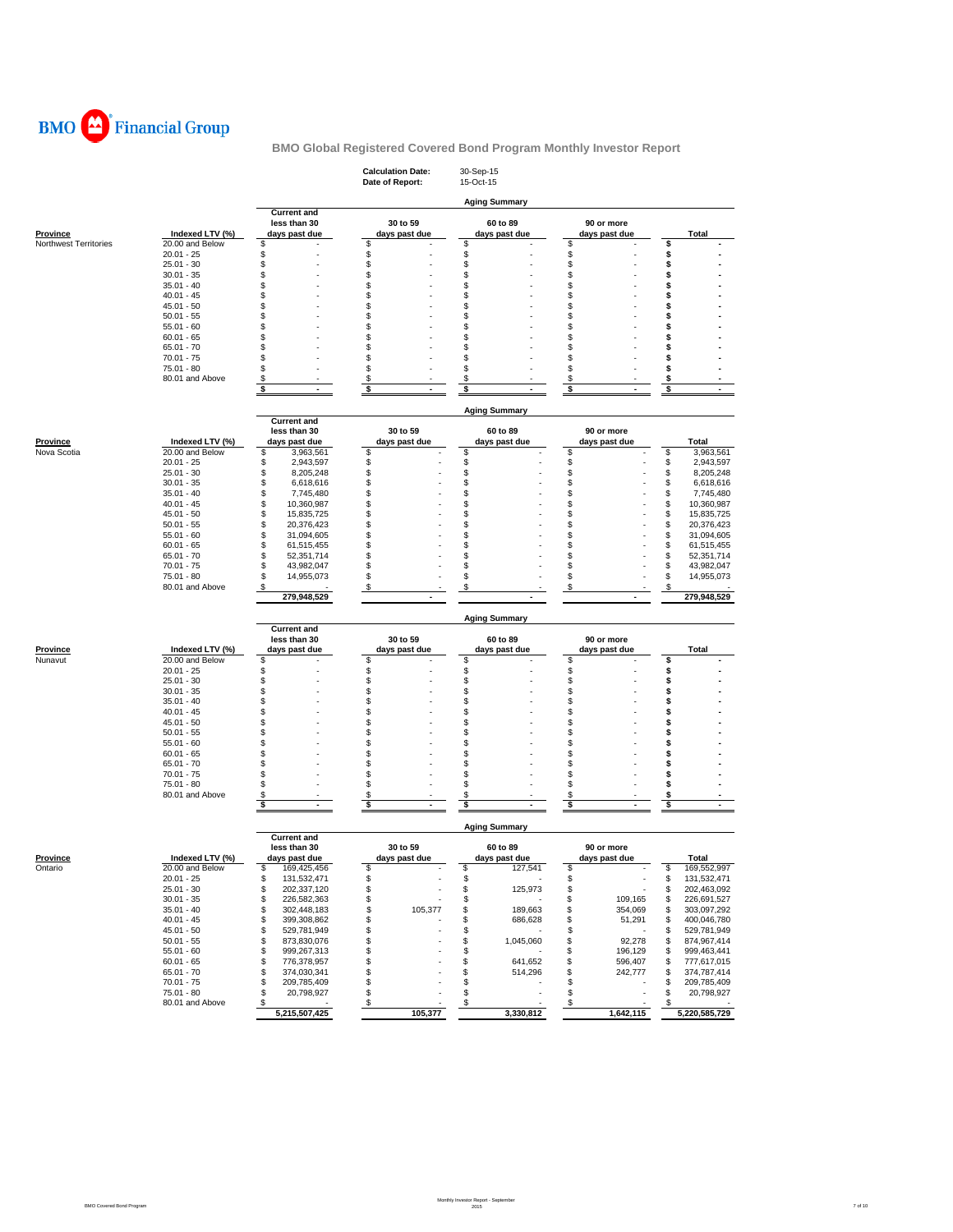BMO Financial Group

## BMO Global Registered Covered Bond Program Monthly Investor Report

**Calculation Date:** 30-Sep-15
**Date of Report:** 15-Oct-15

### Aging Summary

| Province | Indexed LTV (%) | Current and less than 30 days past due | 30 to 59 days past due | 60 to 89 days past due | 90 or more days past due | Total |
|---|---|---|---|---|---|---|
| Northwest Territories | 20.00 and Below | $ - | $ - | $ - | $ - | $ - |
| | 20.01 - 25 | $ - | $ - | $ - | $ - | $ - |
| | 25.01 - 30 | $ - | $ - | $ - | $ - | $ - |
| | 30.01 - 35 | $ - | $ - | $ - | $ - | $ - |
| | 35.01 - 40 | $ - | $ - | $ - | $ - | $ - |
| | 40.01 - 45 | $ - | $ - | $ - | $ - | $ - |
| | 45.01 - 50 | $ - | $ - | $ - | $ - | $ - |
| | 50.01 - 55 | $ - | $ - | $ - | $ - | $ - |
| | 55.01 - 60 | $ - | $ - | $ - | $ - | $ - |
| | 60.01 - 65 | $ - | $ - | $ - | $ - | $ - |
| | 65.01 - 70 | $ - | $ - | $ - | $ - | $ - |
| | 70.01 - 75 | $ - | $ - | $ - | $ - | $ - |
| | 75.01 - 80 | $ - | $ - | $ - | $ - | $ - |
| | 80.01 and Above | $ - | $ - | $ - | $ - | $ - |
| | | $ - | $ - | $ - | $ - | $ - |

### Aging Summary

| Province | Indexed LTV (%) | Current and less than 30 days past due | 30 to 59 days past due | 60 to 89 days past due | 90 or more days past due | Total |
|---|---|---|---|---|---|---|
| Nova Scotia | 20.00 and Below | $ 3,963,561 | $ - | $ - | $ - | $ 3,963,561 |
| | 20.01 - 25 | $ 2,943,597 | $ - | $ - | $ - | $ 2,943,597 |
| | 25.01 - 30 | $ 8,205,248 | $ - | $ - | $ - | $ 8,205,248 |
| | 30.01 - 35 | $ 6,618,616 | $ - | $ - | $ - | $ 6,618,616 |
| | 35.01 - 40 | $ 7,745,480 | $ - | $ - | $ - | $ 7,745,480 |
| | 40.01 - 45 | $ 10,360,987 | $ - | $ - | $ - | $ 10,360,987 |
| | 45.01 - 50 | $ 15,835,725 | $ - | $ - | $ - | $ 15,835,725 |
| | 50.01 - 55 | $ 20,376,423 | $ - | $ - | $ - | $ 20,376,423 |
| | 55.01 - 60 | $ 31,094,605 | $ - | $ - | $ - | $ 31,094,605 |
| | 60.01 - 65 | $ 61,515,455 | $ - | $ - | $ - | $ 61,515,455 |
| | 65.01 - 70 | $ 52,351,714 | $ - | $ - | $ - | $ 52,351,714 |
| | 70.01 - 75 | $ 43,982,047 | $ - | $ - | $ - | $ 43,982,047 |
| | 75.01 - 80 | $ 14,955,073 | $ - | $ - | $ - | $ 14,955,073 |
| | 80.01 and Above | $ - | $ - | $ - | $ - | $ - |
| | | 279,948,529 | - | - | - | 279,948,529 |

### Aging Summary

| Province | Indexed LTV (%) | Current and less than 30 days past due | 30 to 59 days past due | 60 to 89 days past due | 90 or more days past due | Total |
|---|---|---|---|---|---|---|
| Nunavut | 20.00 and Below | $ - | $ - | $ - | $ - | $ - |
| | 20.01 - 25 | $ - | $ - | $ - | $ - | $ - |
| | 25.01 - 30 | $ - | $ - | $ - | $ - | $ - |
| | 30.01 - 35 | $ - | $ - | $ - | $ - | $ - |
| | 35.01 - 40 | $ - | $ - | $ - | $ - | $ - |
| | 40.01 - 45 | $ - | $ - | $ - | $ - | $ - |
| | 45.01 - 50 | $ - | $ - | $ - | $ - | $ - |
| | 50.01 - 55 | $ - | $ - | $ - | $ - | $ - |
| | 55.01 - 60 | $ - | $ - | $ - | $ - | $ - |
| | 60.01 - 65 | $ - | $ - | $ - | $ - | $ - |
| | 65.01 - 70 | $ - | $ - | $ - | $ - | $ - |
| | 70.01 - 75 | $ - | $ - | $ - | $ - | $ - |
| | 75.01 - 80 | $ - | $ - | $ - | $ - | $ - |
| | 80.01 and Above | $ - | $ - | $ - | $ - | $ - |
| | | $ - | $ - | $ - | $ - | $ - |

### Aging Summary

| Province | Indexed LTV (%) | Current and less than 30 days past due | 30 to 59 days past due | 60 to 89 days past due | 90 or more days past due | Total |
|---|---|---|---|---|---|---|
| Ontario | 20.00 and Below | $ 169,425,456 | $ - | $ 127,541 | $ - | $ 169,552,997 |
| | 20.01 - 25 | $ 131,532,471 | $ - | $ - | $ - | $ 131,532,471 |
| | 25.01 - 30 | $ 202,337,120 | $ - | $ 125,973 | $ - | $ 202,463,092 |
| | 30.01 - 35 | $ 226,582,363 | $ - | $ - | $ 109,165 | $ 226,691,527 |
| | 35.01 - 40 | $ 302,448,183 | $ 105,377 | $ 189,663 | $ 354,069 | $ 303,097,292 |
| | 40.01 - 45 | $ 399,308,862 | $ - | $ 686,628 | $ 51,291 | $ 400,046,780 |
| | 45.01 - 50 | $ 529,781,949 | $ - | $ - | $ - | $ 529,781,949 |
| | 50.01 - 55 | $ 873,830,076 | $ - | $ 1,045,060 | $ 92,278 | $ 874,967,414 |
| | 55.01 - 60 | $ 999,267,313 | $ - | $ - | $ 196,129 | $ 999,463,441 |
| | 60.01 - 65 | $ 776,378,957 | $ - | $ 641,652 | $ 596,407 | $ 777,617,015 |
| | 65.01 - 70 | $ 374,030,341 | $ - | $ 514,296 | $ 242,777 | $ 374,787,414 |
| | 70.01 - 75 | $ 209,785,409 | $ - | $ - | $ - | $ 209,785,409 |
| | 75.01 - 80 | $ 20,798,927 | $ - | $ - | $ - | $ 20,798,927 |
| | 80.01 and Above | $ - | $ - | $ - | $ - | $ - |
| | | 5,215,507,425 | 105,377 | 3,330,812 | 1,642,115 | 5,220,585,729 |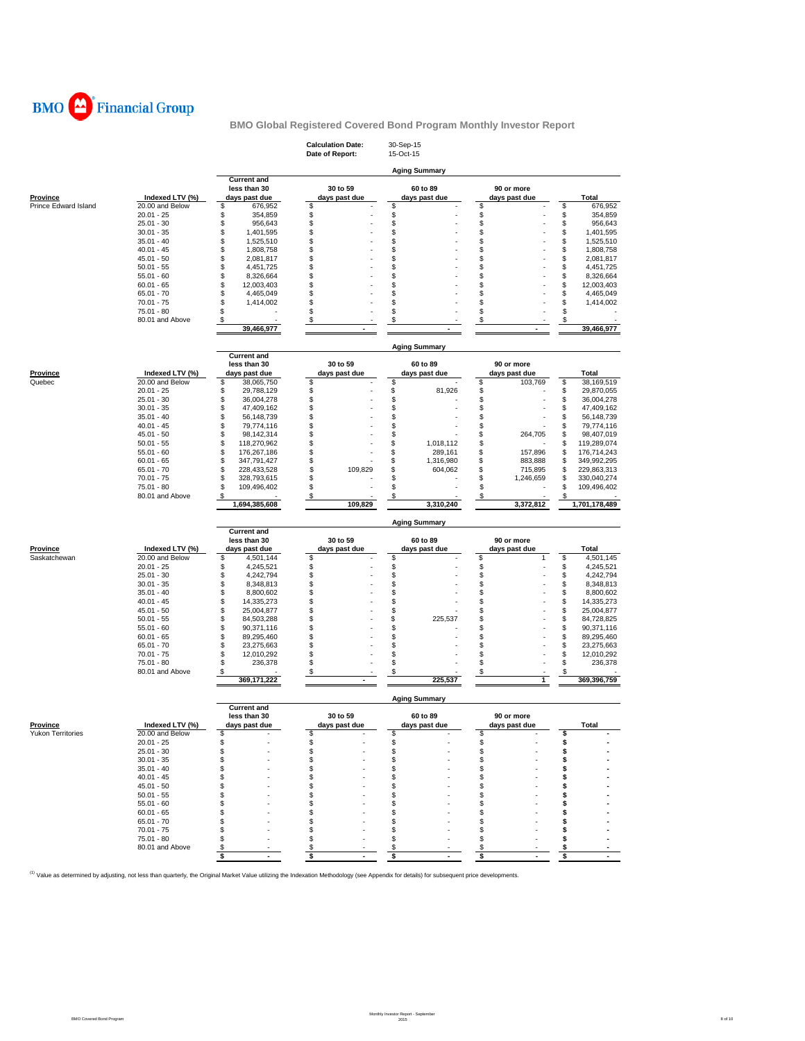BMO Financial Group

## BMO Global Registered Covered Bond Program Monthly Investor Report

**Calculation Date:** 30-Sep-15
**Date of Report:** 15-Oct-15

### Aging Summary

| Province | Indexed LTV (%) | Current and less than 30 days past due | 30 to 59 days past due | 60 to 89 days past due | 90 or more days past due | Total |
|---|---|---|---|---|---|---|
| Prince Edward Island | 20.00 and Below | $ 676,952 | $ - | $ - | $ - | $ 676,952 |
| | 20.01 - 25 | $ 354,859 | $ - | $ - | $ - | $ 354,859 |
| | 25.01 - 30 | $ 956,643 | $ - | $ - | $ - | $ 956,643 |
| | 30.01 - 35 | $ 1,401,595 | $ - | $ - | $ - | $ 1,401,595 |
| | 35.01 - 40 | $ 1,525,510 | $ - | $ - | $ - | $ 1,525,510 |
| | 40.01 - 45 | $ 1,808,758 | $ - | $ - | $ - | $ 1,808,758 |
| | 45.01 - 50 | $ 2,081,817 | $ - | $ - | $ - | $ 2,081,817 |
| | 50.01 - 55 | $ 4,451,725 | $ - | $ - | $ - | $ 4,451,725 |
| | 55.01 - 60 | $ 8,326,664 | $ - | $ - | $ - | $ 8,326,664 |
| | 60.01 - 65 | $ 12,003,403 | $ - | $ - | $ - | $ 12,003,403 |
| | 65.01 - 70 | $ 4,465,049 | $ - | $ - | $ - | $ 4,465,049 |
| | 70.01 - 75 | $ 1,414,002 | $ - | $ - | $ - | $ 1,414,002 |
| | 75.01 - 80 | $ - | $ - | $ - | $ - | $ - |
| | 80.01 and Above | $ - | $ - | $ - | $ - | $ - |
| | | 39,466,977 | - | - | - | 39,466,977 |

### Aging Summary

| Province | Indexed LTV (%) | Current and less than 30 days past due | 30 to 59 days past due | 60 to 89 days past due | 90 or more days past due | Total |
|---|---|---|---|---|---|---|
| Quebec | 20.00 and Below | $ 38,065,750 | $ - | $ - | $ 103,769 | $ 38,169,519 |
| | 20.01 - 25 | $ 29,788,129 | $ - | $ 81,926 | $ - | $ 29,870,055 |
| | 25.01 - 30 | $ 36,004,278 | $ - | $ - | $ - | $ 36,004,278 |
| | 30.01 - 35 | $ 47,409,162 | $ - | $ - | $ - | $ 47,409,162 |
| | 35.01 - 40 | $ 56,148,739 | $ - | $ - | $ - | $ 56,148,739 |
| | 40.01 - 45 | $ 79,774,116 | $ - | $ - | $ - | $ 79,774,116 |
| | 45.01 - 50 | $ 98,142,314 | $ - | $ - | $ 264,705 | $ 98,407,019 |
| | 50.01 - 55 | $ 118,270,962 | $ - | $ 1,018,112 | $ - | $ 119,289,074 |
| | 55.01 - 60 | $ 176,267,186 | $ - | $ 289,161 | $ 157,896 | $ 176,714,243 |
| | 60.01 - 65 | $ 347,791,427 | $ - | $ 1,316,980 | $ 883,888 | $ 349,992,295 |
| | 65.01 - 70 | $ 228,433,528 | $ 109,829 | $ 604,062 | $ 715,895 | $ 229,863,313 |
| | 70.01 - 75 | $ 328,793,615 | $ - | $ - | $ 1,246,659 | $ 330,040,274 |
| | 75.01 - 80 | $ 109,496,402 | $ - | $ - | $ - | $ 109,496,402 |
| | 80.01 and Above | $ - | $ - | $ - | $ - | $ - |
| | | 1,694,385,608 | 109,829 | 3,310,240 | 3,372,812 | 1,701,178,489 |

### Aging Summary

| Province | Indexed LTV (%) | Current and less than 30 days past due | 30 to 59 days past due | 60 to 89 days past due | 90 or more days past due | Total |
|---|---|---|---|---|---|---|
| Saskatchewan | 20.00 and Below | $ 4,501,144 | $ - | $ - | $ 1 | $ 4,501,145 |
| | 20.01 - 25 | $ 4,245,521 | $ - | $ - | $ - | $ 4,245,521 |
| | 25.01 - 30 | $ 4,242,794 | $ - | $ - | $ - | $ 4,242,794 |
| | 30.01 - 35 | $ 8,348,813 | $ - | $ - | $ - | $ 8,348,813 |
| | 35.01 - 40 | $ 8,800,602 | $ - | $ - | $ - | $ 8,800,602 |
| | 40.01 - 45 | $ 14,335,273 | $ - | $ - | $ - | $ 14,335,273 |
| | 45.01 - 50 | $ 25,004,877 | $ - | $ - | $ - | $ 25,004,877 |
| | 50.01 - 55 | $ 84,503,288 | $ - | $ 225,537 | $ - | $ 84,728,825 |
| | 55.01 - 60 | $ 90,371,116 | $ - | $ - | $ - | $ 90,371,116 |
| | 60.01 - 65 | $ 89,295,460 | $ - | $ - | $ - | $ 89,295,460 |
| | 65.01 - 70 | $ 23,275,663 | $ - | $ - | $ - | $ 23,275,663 |
| | 70.01 - 75 | $ 12,010,292 | $ - | $ - | $ - | $ 12,010,292 |
| | 75.01 - 80 | $ 236,378 | $ - | $ - | $ - | $ 236,378 |
| | 80.01 and Above | $ - | $ - | $ - | $ - | $ - |
| | | 369,171,222 | - | 225,537 | 1 | 369,396,759 |

### Aging Summary

| Province | Indexed LTV (%) | Current and less than 30 days past due | 30 to 59 days past due | 60 to 89 days past due | 90 or more days past due | Total |
|---|---|---|---|---|---|---|
| Yukon Territories | 20.00 and Below | $ - | $ - | $ - | $ - | $ - |
| | 20.01 - 25 | $ - | $ - | $ - | $ - | $ - |
| | 25.01 - 30 | $ - | $ - | $ - | $ - | $ - |
| | 30.01 - 35 | $ - | $ - | $ - | $ - | $ - |
| | 35.01 - 40 | $ - | $ - | $ - | $ - | $ - |
| | 40.01 - 45 | $ - | $ - | $ - | $ - | $ - |
| | 45.01 - 50 | $ - | $ - | $ - | $ - | $ - |
| | 50.01 - 55 | $ - | $ - | $ - | $ - | $ - |
| | 55.01 - 60 | $ - | $ - | $ - | $ - | $ - |
| | 60.01 - 65 | $ - | $ - | $ - | $ - | $ - |
| | 65.01 - 70 | $ - | $ - | $ - | $ - | $ - |
| | 70.01 - 75 | $ - | $ - | $ - | $ - | $ - |
| | 75.01 - 80 | $ - | $ - | $ - | $ - | $ - |
| | 80.01 and Above | $ - | $ - | $ - | $ - | $ - |
| | | $ - | $ - | $ - | $ - | $ - |

[1] Value as determined by adjusting, not less than quarterly, the Original Market Value utilizing the Indexation Methodology (see Appendix for details) for subsequent price developments.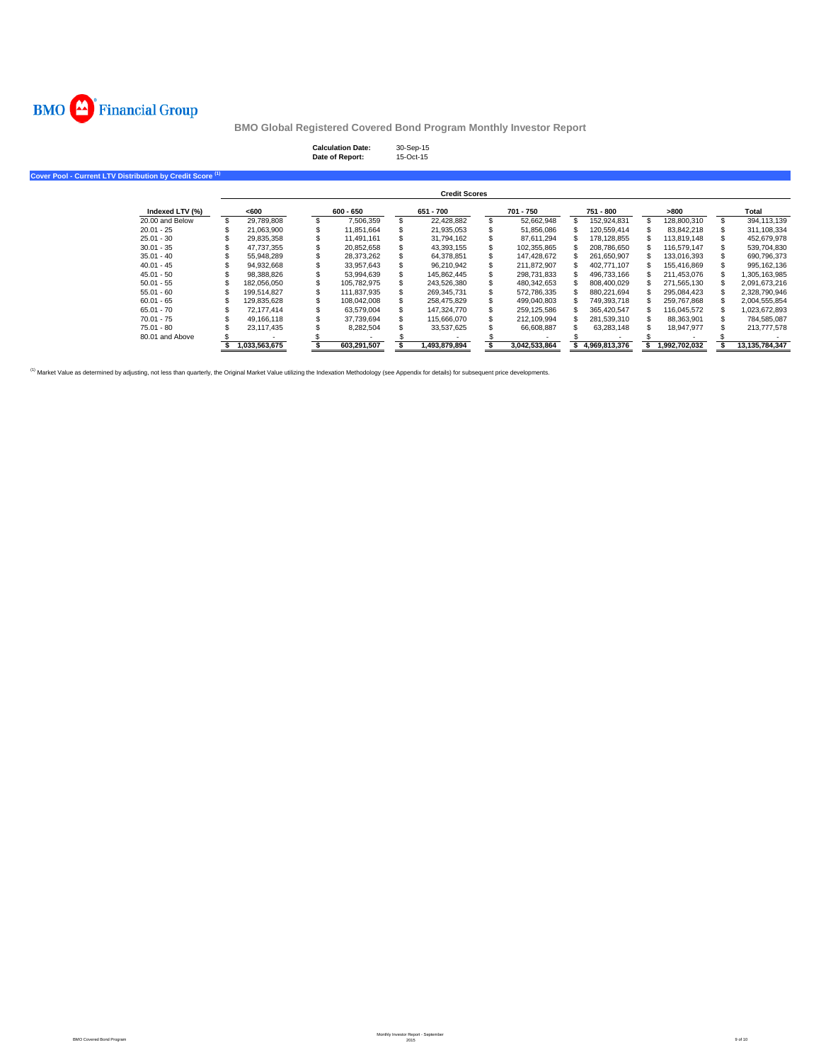BMO Financial Group

# BMO Global Registered Covered Bond Program Monthly Investor Report

**Calculation Date:** 30-Sep-15
**Date of Report:** 15-Oct-15

## Cover Pool - Current LTV Distribution by Credit Score [1]

| | Credit Scores | | | | | | |
|---|---|---|---|---|---|---|---|
| **Indexed LTV (%)** | **<600** | **600 - 650** | **651 - 700** | **701 - 750** | **751 - 800** | **>800** | **Total** |
| 20.00 and Below | $ 29,789,808 | $ 7,506,359 | $ 22,428,882 | $ 52,662,948 | $ 152,924,831 | $ 128,800,310 | $ 394,113,139 |
| 20.01 - 25 | $ 21,063,900 | $ 11,851,664 | $ 21,935,053 | $ 51,856,086 | $ 120,559,414 | $ 83,842,218 | $ 311,108,334 |
| 25.01 - 30 | $ 29,835,358 | $ 11,491,161 | $ 31,794,162 | $ 87,611,294 | $ 178,128,855 | $ 113,819,148 | $ 452,679,978 |
| 30.01 - 35 | $ 47,737,355 | $ 20,852,658 | $ 43,393,155 | $ 102,355,865 | $ 208,786,650 | $ 116,579,147 | $ 539,704,830 |
| 35.01 - 40 | $ 55,948,289 | $ 28,373,262 | $ 64,378,851 | $ 147,428,672 | $ 261,650,907 | $ 133,016,393 | $ 690,796,373 |
| 40.01 - 45 | $ 94,932,668 | $ 33,957,643 | $ 96,210,942 | $ 211,872,907 | $ 402,771,107 | $ 155,416,869 | $ 995,162,136 |
| 45.01 - 50 | $ 98,388,826 | $ 53,994,639 | $ 145,862,445 | $ 298,731,833 | $ 496,733,166 | $ 211,453,076 | $ 1,305,163,985 |
| 50.01 - 55 | $ 182,056,050 | $ 105,782,975 | $ 243,526,380 | $ 480,342,653 | $ 808,400,029 | $ 271,565,130 | $ 2,091,673,216 |
| 55.01 - 60 | $ 199,514,827 | $ 111,837,935 | $ 269,345,731 | $ 572,786,335 | $ 880,221,694 | $ 295,084,423 | $ 2,328,790,946 |
| 60.01 - 65 | $ 129,835,628 | $ 108,042,008 | $ 258,475,829 | $ 499,040,803 | $ 749,393,718 | $ 259,767,868 | $ 2,004,555,854 |
| 65.01 - 70 | $ 72,177,414 | $ 63,579,004 | $ 147,324,770 | $ 259,125,586 | $ 365,420,547 | $ 116,045,572 | $ 1,023,672,893 |
| 70.01 - 75 | $ 49,166,118 | $ 37,739,694 | $ 115,666,070 | $ 212,109,994 | $ 281,539,310 | $ 88,363,901 | $ 784,585,087 |
| 75.01 - 80 | $ 23,117,435 | $ 8,282,504 | $ 33,537,625 | $ 66,608,887 | $ 63,283,148 | $ 18,947,977 | $ 213,777,578 |
| 80.01 and Above | $ - | $ - | $ - | $ - | $ - | $ - | $ - |
| | **$ 1,033,563,675** | **$ 603,291,507** | **$ 1,493,879,894** | **$ 3,042,533,864** | **$ 4,969,813,376** | **$ 1,992,702,032** | **$ 13,135,784,347** |

[1] Market Value as determined by adjusting, not less than quarterly, the Original Market Value utilizing the Indexation Methodology (see Appendix for details) for subsequent price developments.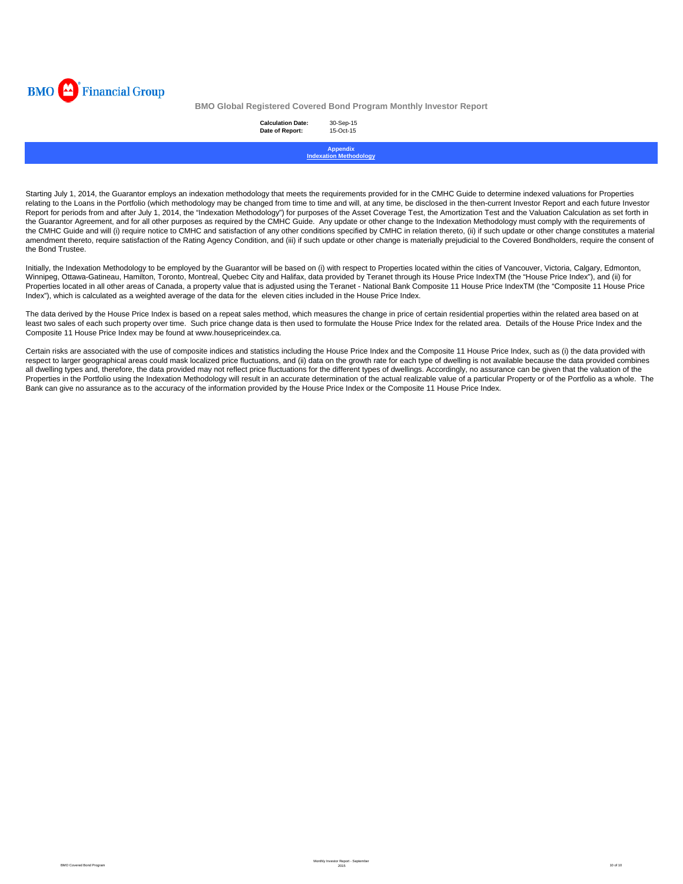BMO Financial Group

**BMO Global Registered Covered Bond Program Monthly Investor Report**

| | |
|---|---|
| **Calculation Date:** | 30-Sep-15 |
| **Date of Report:** | 15-Oct-15 |

## Appendix
## Indexation Methodology

Starting July 1, 2014, the Guarantor employs an indexation methodology that meets the requirements provided for in the CMHC Guide to determine indexed valuations for Properties relating to the Loans in the Portfolio (which methodology may be changed from time to time and will, at any time, be disclosed in the then-current Investor Report and each future Investor Report for periods from and after July 1, 2014, the "Indexation Methodology") for purposes of the Asset Coverage Test, the Amortization Test and the Valuation Calculation as set forth in the Guarantor Agreement, and for all other purposes as required by the CMHC Guide. Any update or other change to the Indexation Methodology must comply with the requirements of the CMHC Guide and will (i) require notice to CMHC and satisfaction of any other conditions specified by CMHC in relation thereto, (ii) if such update or other change constitutes a material amendment thereto, require satisfaction of the Rating Agency Condition, and (iii) if such update or other change is materially prejudicial to the Covered Bondholders, require the consent of the Bond Trustee.

Initially, the Indexation Methodology to be employed by the Guarantor will be based on (i) with respect to Properties located within the cities of Vancouver, Victoria, Calgary, Edmonton, Winnipeg, Ottawa-Gatineau, Hamilton, Toronto, Montreal, Quebec City and Halifax, data provided by Teranet through its House Price IndexTM (the "House Price Index"), and (ii) for Properties located in all other areas of Canada, a property value that is adjusted using the Teranet - National Bank Composite 11 House Price IndexTM (the "Composite 11 House Price Index"), which is calculated as a weighted average of the data for the eleven cities included in the House Price Index.

The data derived by the House Price Index is based on a repeat sales method, which measures the change in price of certain residential properties within the related area based on at least two sales of each such property over time. Such price change data is then used to formulate the House Price Index for the related area. Details of the House Price Index and the Composite 11 House Price Index may be found at www.housepriceindex.ca.

Certain risks are associated with the use of composite indices and statistics including the House Price Index and the Composite 11 House Price Index, such as (i) the data provided with respect to larger geographical areas could mask localized price fluctuations, and (ii) data on the growth rate for each type of dwelling is not available because the data provided combines all dwelling types and, therefore, the data provided may not reflect price fluctuations for the different types of dwellings. Accordingly, no assurance can be given that the valuation of the Properties in the Portfolio using the Indexation Methodology will result in an accurate determination of the actual realizable value of a particular Property or of the Portfolio as a whole. The Bank can give no assurance as to the accuracy of the information provided by the House Price Index or the Composite 11 House Price Index.